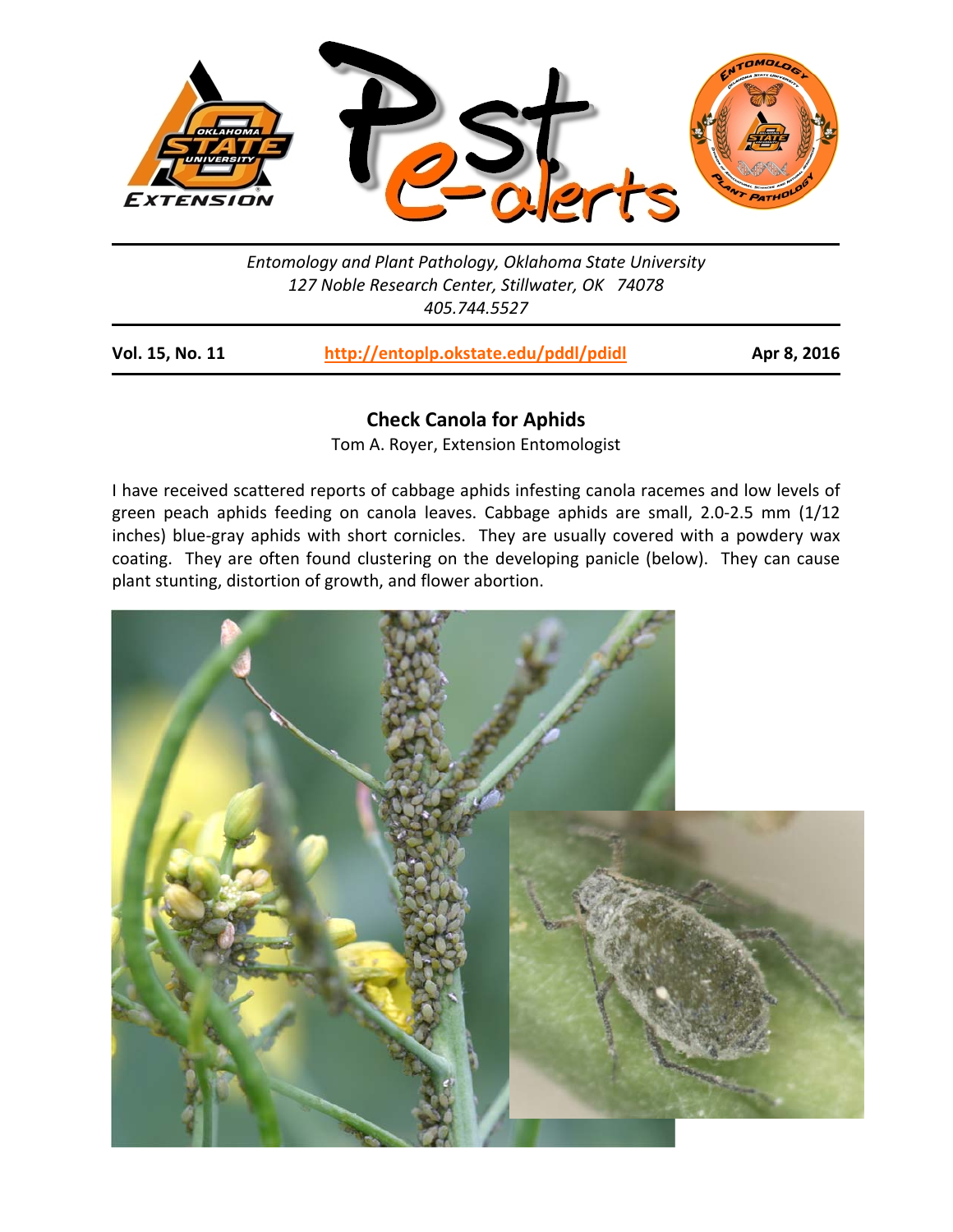Entomology and Plant Pathology, Oklahoma State University
127 Noble Research Center, Stillwater, OK 74078
405.744.5527

**Vol. 15, No. 11** http://entoplp.okstate.edu/pddl/pdidl **Apr 8, 2016**

## Check Canola for Aphids

Tom A. Royer, Extension Entomologist

I have received scattered reports of cabbage aphids infesting canola racemes and low levels of green peach aphids feeding on canola leaves. Cabbage aphids are small, 2.0-2.5 mm (1/12 inches) blue-gray aphids with short cornicles. They are usually covered with a powdery wax coating. They are often found clustering on the developing panicle (below). They can cause plant stunting, distortion of growth, and flower abortion.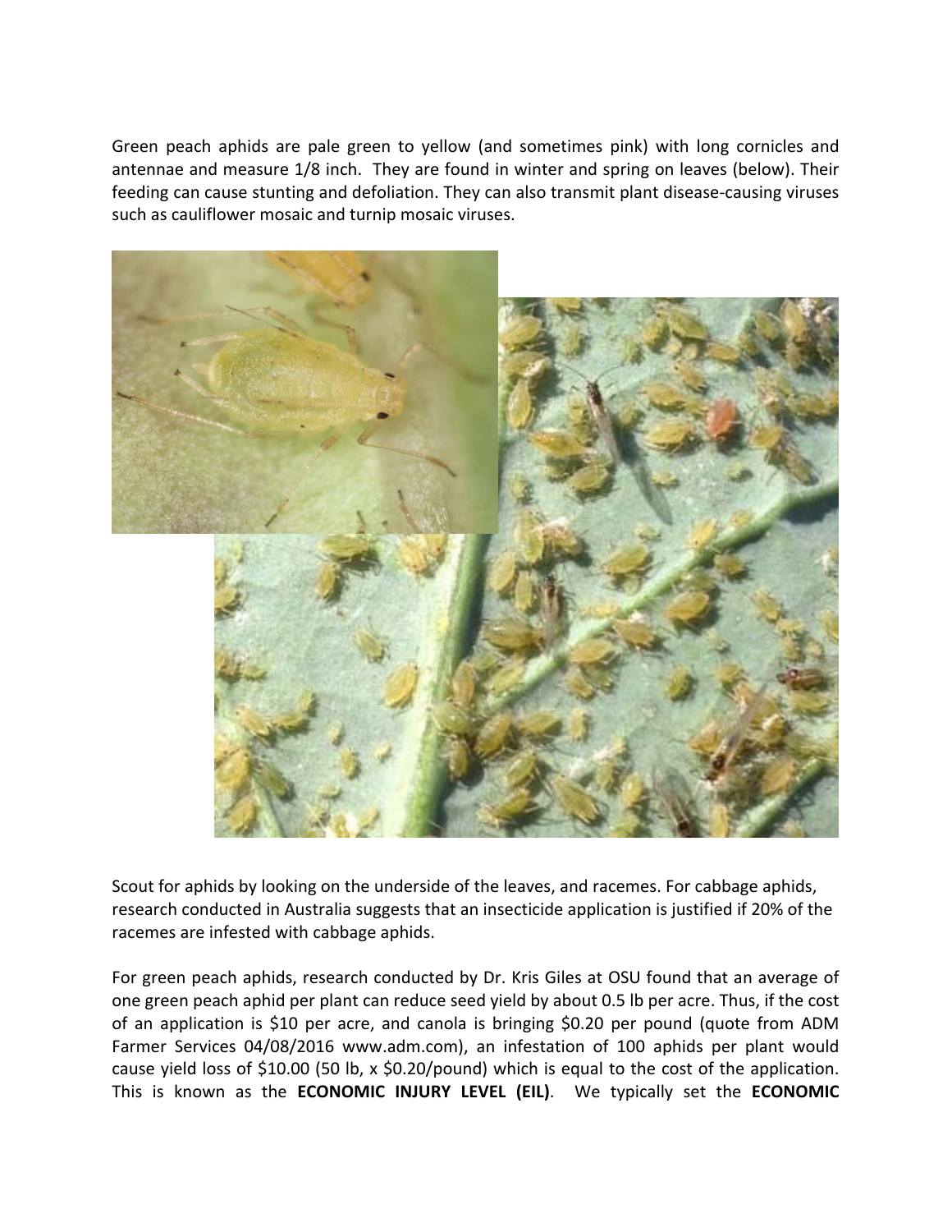Green peach aphids are pale green to yellow (and sometimes pink) with long cornicles and antennae and measure 1/8 inch. They are found in winter and spring on leaves (below). Their feeding can cause stunting and defoliation. They can also transmit plant disease-causing viruses such as cauliflower mosaic and turnip mosaic viruses.

Scout for aphids by looking on the underside of the leaves, and racemes. For cabbage aphids, research conducted in Australia suggests that an insecticide application is justified if 20% of the racemes are infested with cabbage aphids.

For green peach aphids, research conducted by Dr. Kris Giles at OSU found that an average of one green peach aphid per plant can reduce seed yield by about 0.5 lb per acre. Thus, if the cost of an application is $10 per acre, and canola is bringing $0.20 per pound (quote from ADM Farmer Services 04/08/2016 www.adm.com), an infestation of 100 aphids per plant would cause yield loss of $10.00 (50 lb, x $0.20/pound) which is equal to the cost of the application. This is known as the **ECONOMIC INJURY LEVEL (EIL)**. We typically set the **ECONOMIC**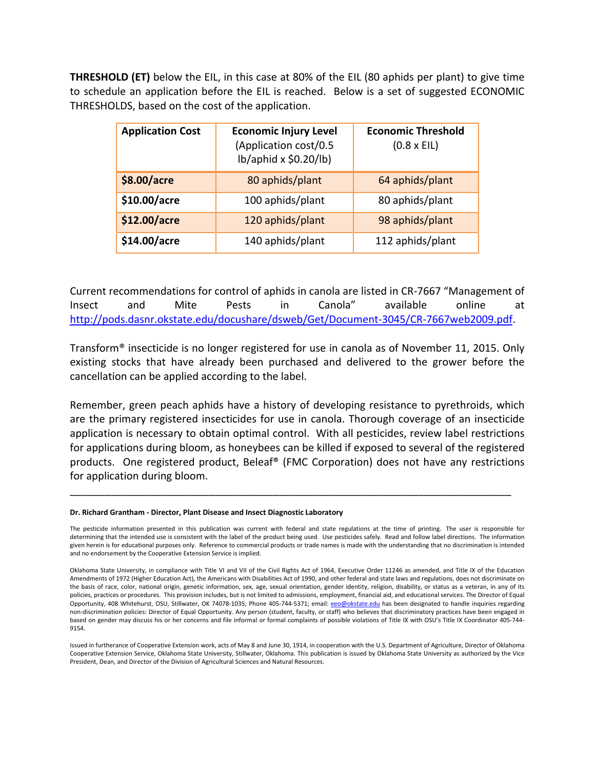**THRESHOLD (ET)** below the EIL, in this case at 80% of the EIL (80 aphids per plant) to give time to schedule an application before the EIL is reached. Below is a set of suggested ECONOMIC THRESHOLDS, based on the cost of the application.

| Application Cost | Economic Injury Level (Application cost/0.5 lb/aphid x $0.20/lb) | Economic Threshold (0.8 x EIL) |
|---|---|---|
| **$8.00/acre** | 80 aphids/plant | 64 aphids/plant |
| **$10.00/acre** | 100 aphids/plant | 80 aphids/plant |
| **$12.00/acre** | 120 aphids/plant | 98 aphids/plant |
| **$14.00/acre** | 140 aphids/plant | 112 aphids/plant |

Current recommendations for control of aphids in canola are listed in CR-7667 "Management of Insect and Mite Pests in Canola" available online at http://pods.dasnr.okstate.edu/docushare/dsweb/Get/Document-3045/CR-7667web2009.pdf.

Transform® insecticide is no longer registered for use in canola as of November 11, 2015. Only existing stocks that have already been purchased and delivered to the grower before the cancellation can be applied according to the label.

Remember, green peach aphids have a history of developing resistance to pyrethroids, which are the primary registered insecticides for use in canola. Thorough coverage of an insecticide application is necessary to obtain optimal control. With all pesticides, review label restrictions for applications during bloom, as honeybees can be killed if exposed to several of the registered products. One registered product, Beleaf® (FMC Corporation) does not have any restrictions for application during bloom.

---

**Dr. Richard Grantham - Director, Plant Disease and Insect Diagnostic Laboratory**

The pesticide information presented in this publication was current with federal and state regulations at the time of printing. The user is responsible for determining that the intended use is consistent with the label of the product being used. Use pesticides safely. Read and follow label directions. The information given herein is for educational purposes only. Reference to commercial products or trade names is made with the understanding that no discrimination is intended and no endorsement by the Cooperative Extension Service is implied.

Oklahoma State University, in compliance with Title VI and VII of the Civil Rights Act of 1964, Executive Order 11246 as amended, and Title IX of the Education Amendments of 1972 (Higher Education Act), the Americans with Disabilities Act of 1990, and other federal and state laws and regulations, does not discriminate on the basis of race, color, national origin, genetic information, sex, age, sexual orientation, gender identity, religion, disability, or status as a veteran, in any of its policies, practices or procedures. This provision includes, but is not limited to admissions, employment, financial aid, and educational services. The Director of Equal Opportunity, 408 Whitehurst, OSU, Stillwater, OK 74078-1035; Phone 405-744-5371; email: eeo@okstate.edu has been designated to handle inquiries regarding non-discrimination policies: Director of Equal Opportunity. Any person (student, faculty, or staff) who believes that discriminatory practices have been engaged in based on gender may discuss his or her concerns and file informal or formal complaints of possible violations of Title IX with OSU's Title IX Coordinator 405-744-9154.

Issued in furtherance of Cooperative Extension work, acts of May 8 and June 30, 1914, in cooperation with the U.S. Department of Agriculture, Director of Oklahoma Cooperative Extension Service, Oklahoma State University, Stillwater, Oklahoma. This publication is issued by Oklahoma State University as authorized by the Vice President, Dean, and Director of the Division of Agricultural Sciences and Natural Resources.